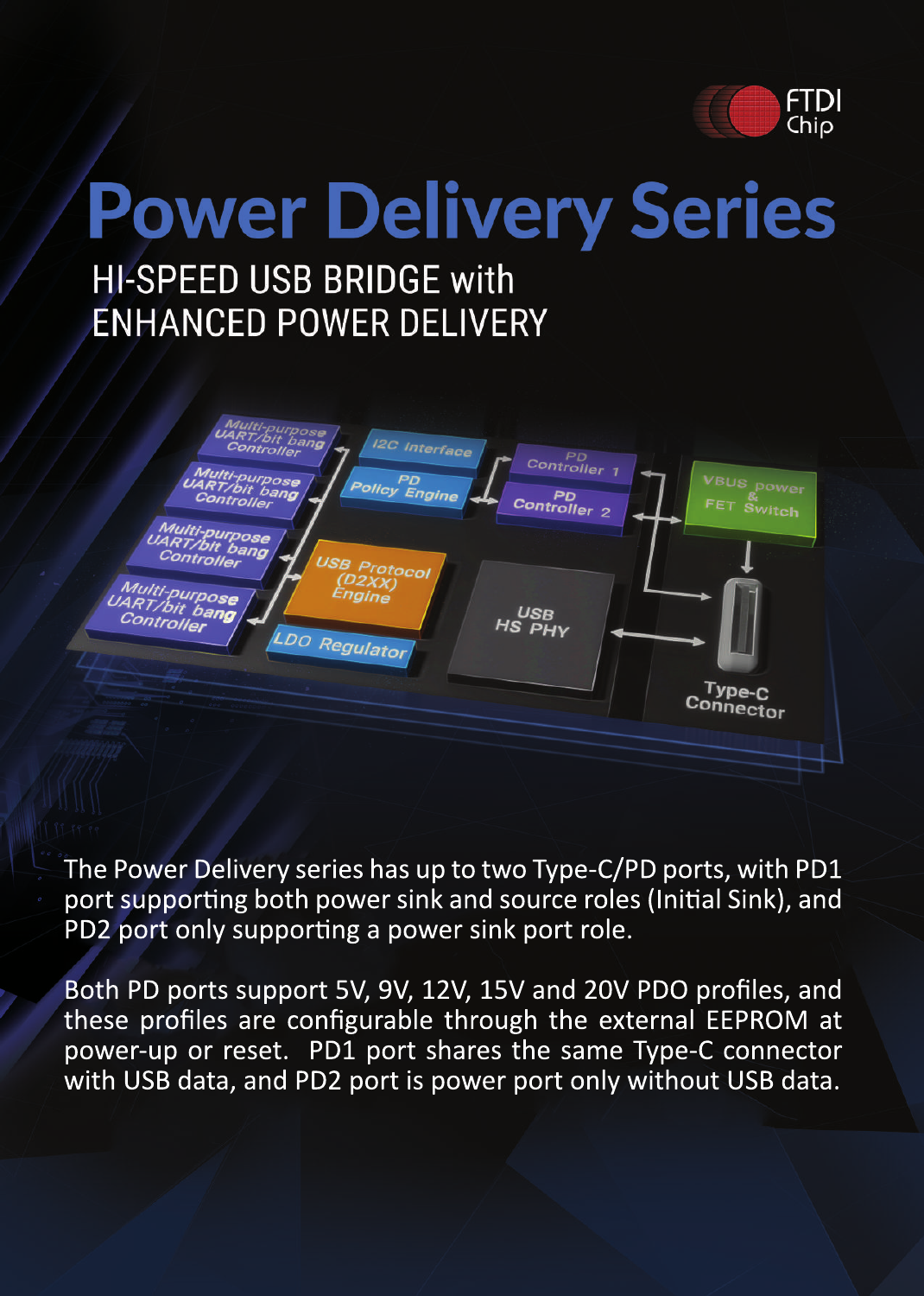FTDI Chip

# Power Delivery Series

## HI-SPEED USB BRIDGE with ENHANCED POWER DELIVERY

Multi-purpose UART/bit bang Controller

Multi-purpose UART/bit bang Controller

Multi-purpose UART/bit bang Controller

Multi-purpose UART/bit bang Controller

I2C Interface

PD Policy Engine

PD Controller 1

PD Controller 2

VBUS power & FET Switch

USB Protocol (D2XX) Engine

LDO Regulator

USB HS PHY

Type-C Connector

The Power Delivery series has up to two Type-C/PD ports, with PD1 port supporting both power sink and source roles (Initial Sink), and PD2 port only supporting a power sink port role.

Both PD ports support 5V, 9V, 12V, 15V and 20V PDO profiles, and these profiles are configurable through the external EEPROM at power-up or reset. PD1 port shares the same Type-C connector with USB data, and PD2 port is power port only without USB data.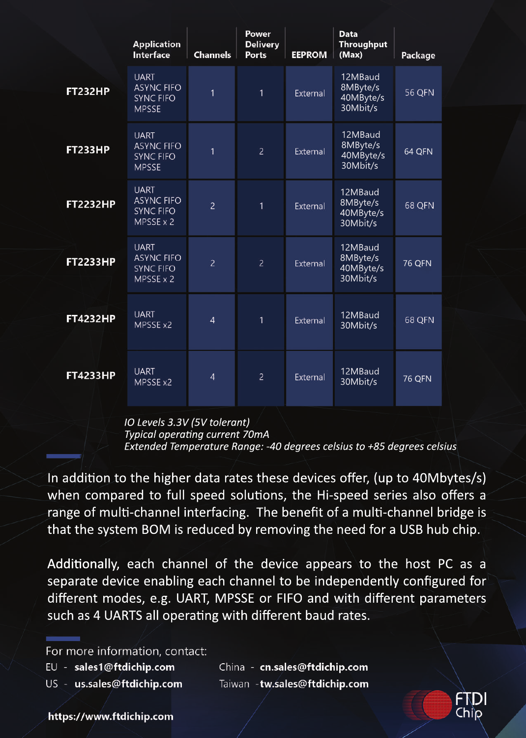| | Application Interface | Channels | Power Delivery Ports | EEPROM | Data Throughput (Max) | Package |
|---|---|---|---|---|---|---|
| **FT232HP** | UART<br>ASYNC FIFO<br>SYNC FIFO<br>MPSSE | 1 | 1 | External | 12MBaud<br>8MByte/s<br>40MByte/s<br>30Mbit/s | 56 QFN |
| **FT233HP** | UART<br>ASYNC FIFO<br>SYNC FIFO<br>MPSSE | 1 | 2 | External | 12MBaud<br>8MByte/s<br>40MByte/s<br>30Mbit/s | 64 QFN |
| **FT2232HP** | UART<br>ASYNC FIFO<br>SYNC FIFO<br>MPSSE x 2 | 2 | 1 | External | 12MBaud<br>8MByte/s<br>40MByte/s<br>30Mbit/s | 68 QFN |
| **FT2233HP** | UART<br>ASYNC FIFO<br>SYNC FIFO<br>MPSSE x 2 | 2 | 2 | External | 12MBaud<br>8MByte/s<br>40MByte/s<br>30Mbit/s | 76 QFN |
| **FT4232HP** | UART<br>MPSSE x2 | 4 | 1 | External | 12MBaud<br>30Mbit/s | 68 QFN |
| **FT4233HP** | UART<br>MPSSE x2 | 4 | 2 | External | 12MBaud<br>30Mbit/s | 76 QFN |

*IO Levels 3.3V (5V tolerant)*
*Typical operating current 70mA*
*Extended Temperature Range: -40 degrees celsius to +85 degrees celsius*

In addition to the higher data rates these devices offer, (up to 40Mbytes/s) when compared to full speed solutions, the Hi-speed series also offers a range of multi-channel interfacing. The benefit of a multi-channel bridge is that the system BOM is reduced by removing the need for a USB hub chip.

Additionally, each channel of the device appears to the host PC as a separate device enabling each channel to be independently configured for different modes, e.g. UART, MPSSE or FIFO and with different parameters such as 4 UARTS all operating with different baud rates.

For more information, contact:

EU - **sales1@ftdichip.com**

US - **us.sales@ftdichip.com**

China - **cn.sales@ftdichip.com**

Taiwan - **tw.sales@ftdichip.com**

**https://www.ftdichip.com**

FTDI Chip